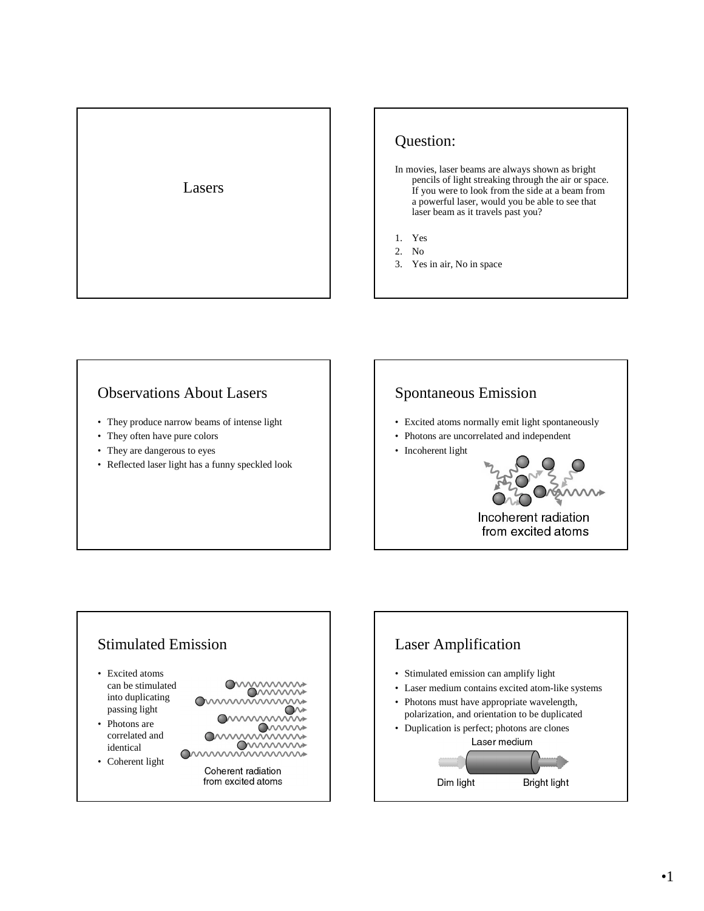# Lasers

## Question:

In movies, laser beams are always shown as bright pencils of light streaking through the air or space. If you were to look from the side at a beam from a powerful laser, would you be able to see that laser beam as it travels past you?

1. Yes
2. No
3. Yes in air, No in space

## Observations About Lasers

- They produce narrow beams of intense light
- They often have pure colors
- They are dangerous to eyes
- Reflected laser light has a funny speckled look

## Spontaneous Emission

- Excited atoms normally emit light spontaneously
- Photons are uncorrelated and independent
- Incoherent light

Incoherent radiation from excited atoms

## Stimulated Emission

- Excited atoms can be stimulated into duplicating passing light
- Photons are correlated and identical
- Coherent light

Coherent radiation from excited atoms

## Laser Amplification

- Stimulated emission can amplify light
- Laser medium contains excited atom-like systems
- Photons must have appropriate wavelength, polarization, and orientation to be duplicated
- Duplication is perfect; photons are clones

Laser medium

Dim light — Bright light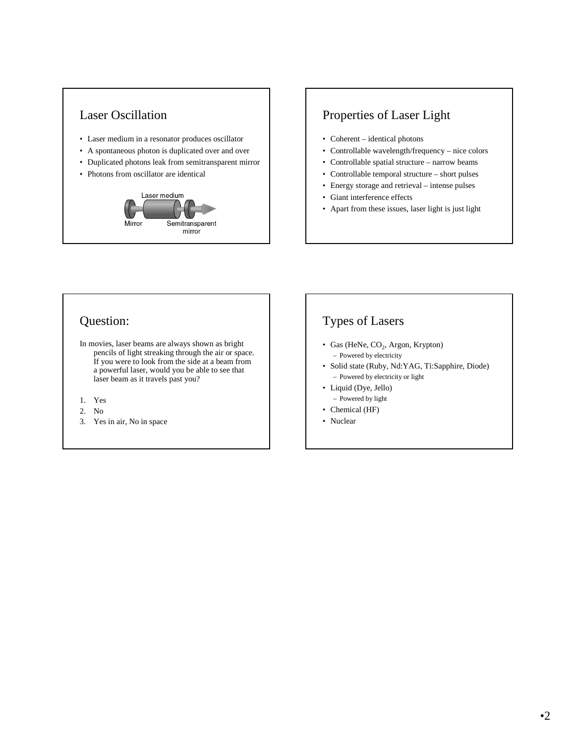## Laser Oscillation

- Laser medium in a resonator produces oscillator
- A spontaneous photon is duplicated over and over
- Duplicated photons leak from semitransparent mirror
- Photons from oscillator are identical

Laser medium

Mirror

Semitransparent mirror

## Properties of Laser Light

- Coherent – identical photons
- Controllable wavelength/frequency – nice colors
- Controllable spatial structure – narrow beams
- Controllable temporal structure – short pulses
- Energy storage and retrieval – intense pulses
- Giant interference effects
- Apart from these issues, laser light is just light

## Question:

In movies, laser beams are always shown as bright pencils of light streaking through the air or space. If you were to look from the side at a beam from a powerful laser, would you be able to see that laser beam as it travels past you?

1. Yes
2. No
3. Yes in air, No in space

## Types of Lasers

- Gas (HeNe, $CO_2$, Argon, Krypton)
  - Powered by electricity
- Solid state (Ruby, Nd:YAG, Ti:Sapphire, Diode)
  - Powered by electricity or light
- Liquid (Dye, Jello)
  - Powered by light
- Chemical (HF)
- Nuclear